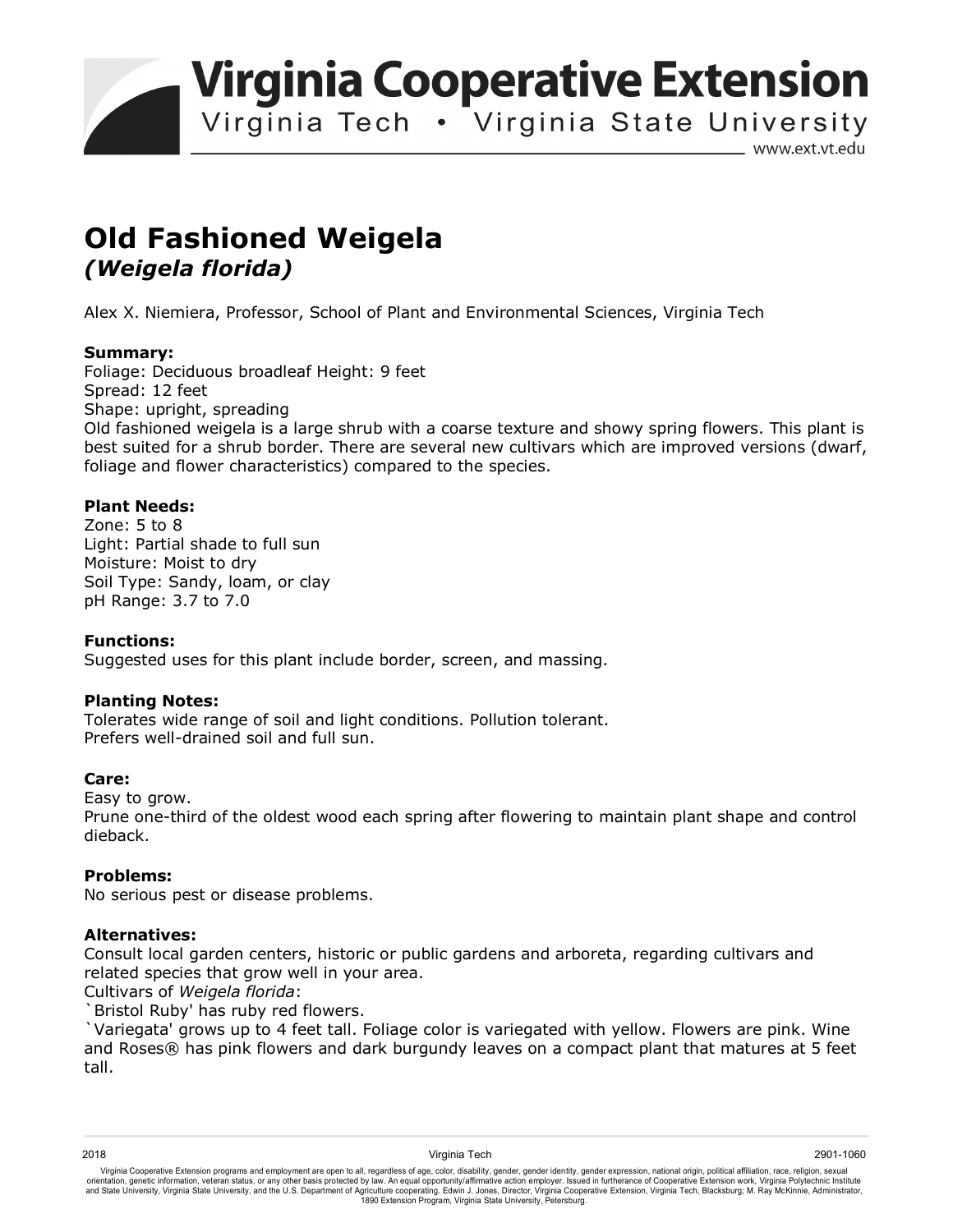# Virginia Cooperative Extension

Virginia Tech • Virginia State University

www.ext.vt.edu

# Old Fashioned Weigela

## *(Weigela florida)*

Alex X. Niemiera, Professor, School of Plant and Environmental Sciences, Virginia Tech

**Summary:**
Foliage: Deciduous broadleaf Height: 9 feet
Spread: 12 feet
Shape: upright, spreading
Old fashioned weigela is a large shrub with a coarse texture and showy spring flowers. This plant is best suited for a shrub border. There are several new cultivars which are improved versions (dwarf, foliage and flower characteristics) compared to the species.

**Plant Needs:**
Zone: 5 to 8
Light: Partial shade to full sun
Moisture: Moist to dry
Soil Type: Sandy, loam, or clay
pH Range: 3.7 to 7.0

**Functions:**
Suggested uses for this plant include border, screen, and massing.

**Planting Notes:**
Tolerates wide range of soil and light conditions. Pollution tolerant.
Prefers well-drained soil and full sun.

**Care:**
Easy to grow.
Prune one-third of the oldest wood each spring after flowering to maintain plant shape and control dieback.

**Problems:**
No serious pest or disease problems.

**Alternatives:**
Consult local garden centers, historic or public gardens and arboreta, regarding cultivars and related species that grow well in your area.
Cultivars of *Weigela florida*:
`Bristol Ruby' has ruby red flowers.
`Variegata' grows up to 4 feet tall. Foliage color is variegated with yellow. Flowers are pink. Wine and Roses® has pink flowers and dark burgundy leaves on a compact plant that matures at 5 feet tall.

2018 Virginia Tech 2901-1060

Virginia Cooperative Extension programs and employment are open to all, regardless of age, color, disability, gender, gender identity, gender expression, national origin, political affiliation, race, religion, sexual orientation, genetic information, veteran status, or any other basis protected by law. An equal opportunity/affirmative action employer. Issued in furtherance of Cooperative Extension work, Virginia Polytechnic Institute and State University, Virginia State University, and the U.S. Department of Agriculture cooperating. Edwin J. Jones, Director, Virginia Cooperative Extension, Virginia Tech, Blacksburg; M. Ray McKinnie, Administrator, 1890 Extension Program, Virginia State University, Petersburg.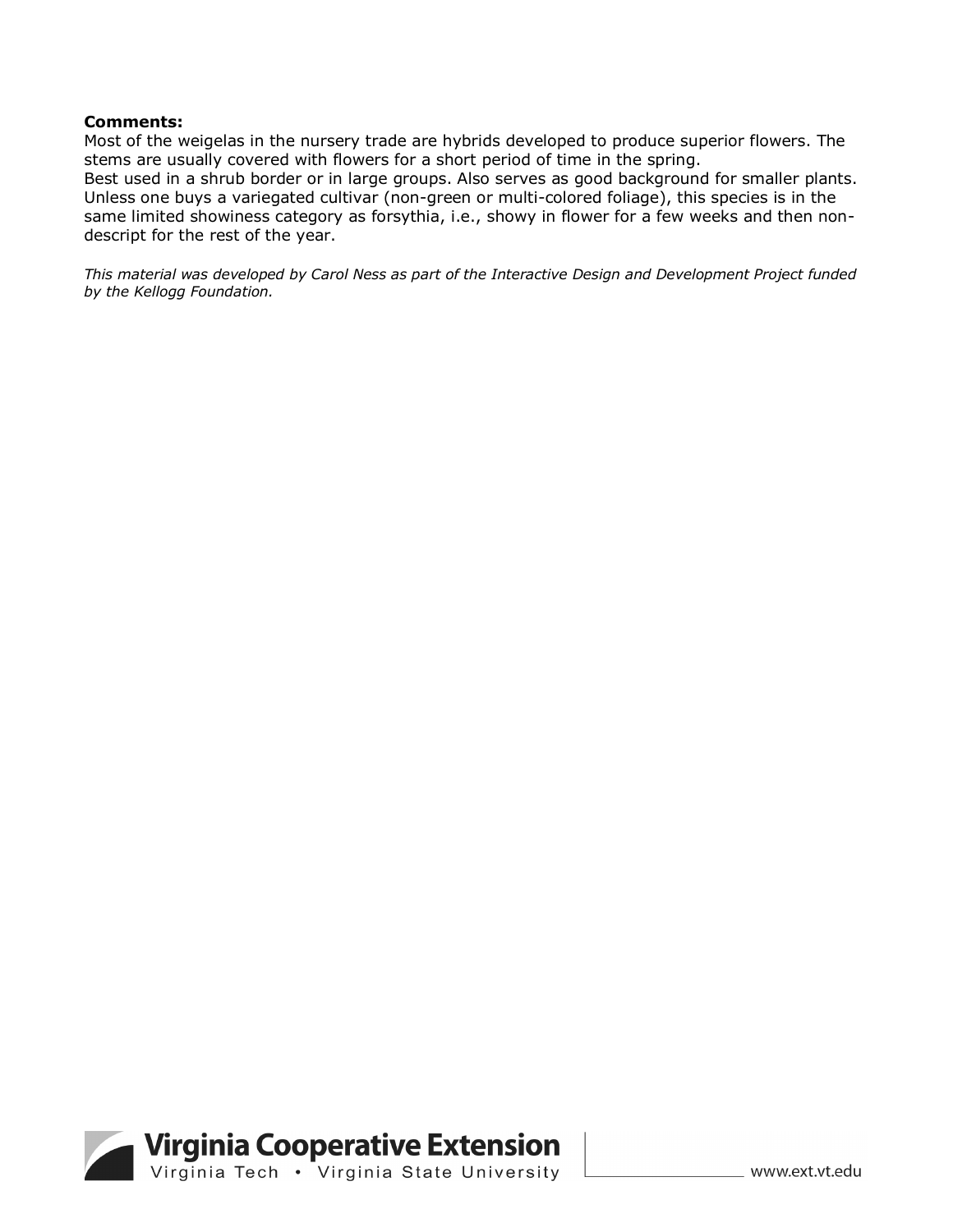**Comments:**

Most of the weigelas in the nursery trade are hybrids developed to produce superior flowers. The stems are usually covered with flowers for a short period of time in the spring.

Best used in a shrub border or in large groups. Also serves as good background for smaller plants. Unless one buys a variegated cultivar (non-green or multi-colored foliage), this species is in the same limited showiness category as forsythia, i.e., showy in flower for a few weeks and then non-descript for the rest of the year.

*This material was developed by Carol Ness as part of the Interactive Design and Development Project funded by the Kellogg Foundation.*

Virginia Cooperative Extension
Virginia Tech • Virginia State University

www.ext.vt.edu